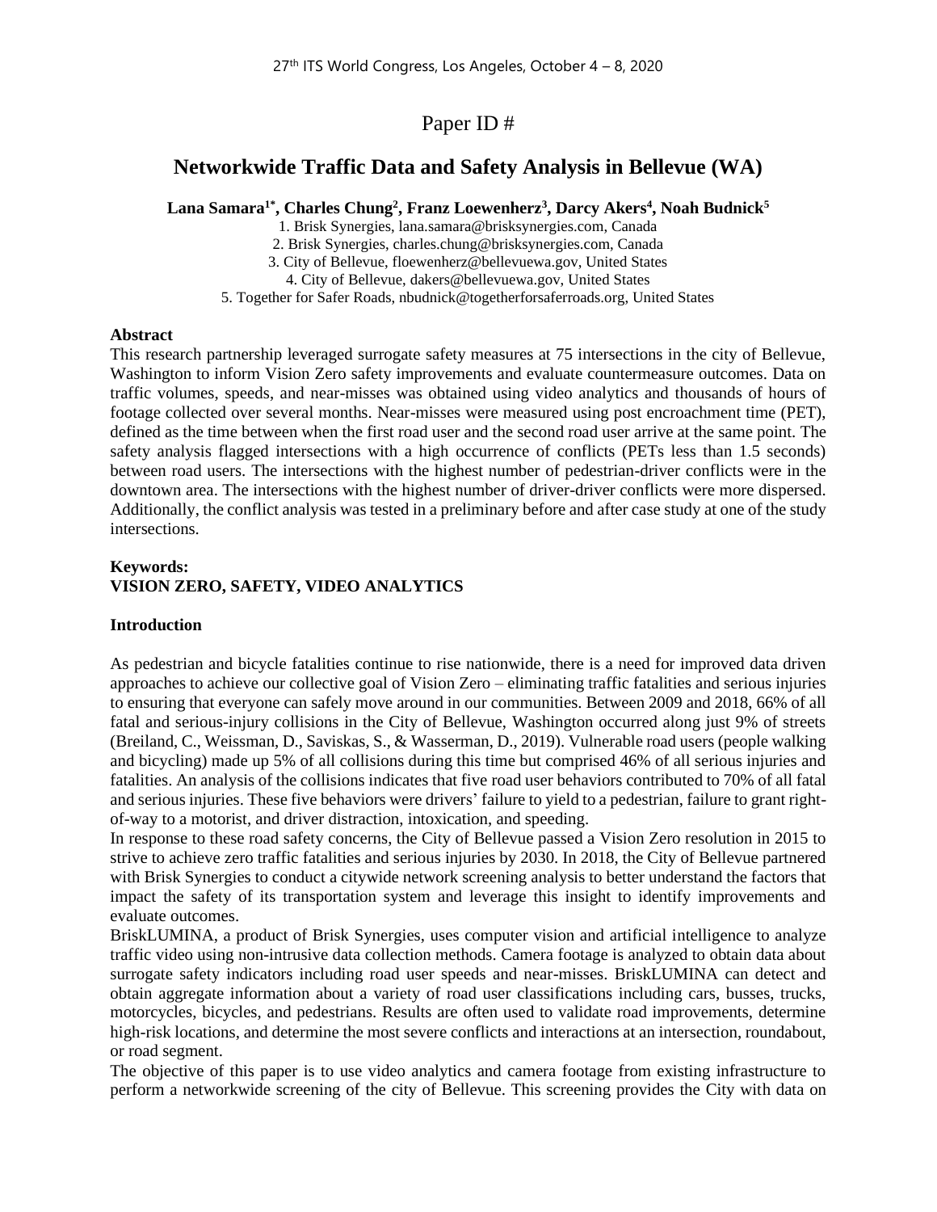Paper ID #

# Networkwide Traffic Data and Safety Analysis in Bellevue (WA)

**Lana Samara[1*], Charles Chung[2], Franz Loewenherz[3], Darcy Akers[4], Noah Budnick[5]**

1. Brisk Synergies, lana.samara@brisksynergies.com, Canada
2. Brisk Synergies, charles.chung@brisksynergies.com, Canada
3. City of Bellevue, floewenherz@bellevuewa.gov, United States
4. City of Bellevue, dakers@bellevuewa.gov, United States
5. Together for Safer Roads, nbudnick@togetherforsaferroads.org, United States

### Abstract

This research partnership leveraged surrogate safety measures at 75 intersections in the city of Bellevue, Washington to inform Vision Zero safety improvements and evaluate countermeasure outcomes. Data on traffic volumes, speeds, and near-misses was obtained using video analytics and thousands of hours of footage collected over several months. Near-misses were measured using post encroachment time (PET), defined as the time between when the first road user and the second road user arrive at the same point. The safety analysis flagged intersections with a high occurrence of conflicts (PETs less than 1.5 seconds) between road users. The intersections with the highest number of pedestrian-driver conflicts were in the downtown area. The intersections with the highest number of driver-driver conflicts were more dispersed. Additionally, the conflict analysis was tested in a preliminary before and after case study at one of the study intersections.

### Keywords:

**VISION ZERO, SAFETY, VIDEO ANALYTICS**

### Introduction

As pedestrian and bicycle fatalities continue to rise nationwide, there is a need for improved data driven approaches to achieve our collective goal of Vision Zero – eliminating traffic fatalities and serious injuries to ensuring that everyone can safely move around in our communities. Between 2009 and 2018, 66% of all fatal and serious-injury collisions in the City of Bellevue, Washington occurred along just 9% of streets (Breiland, C., Weissman, D., Saviskas, S., & Wasserman, D., 2019). Vulnerable road users (people walking and bicycling) made up 5% of all collisions during this time but comprised 46% of all serious injuries and fatalities. An analysis of the collisions indicates that five road user behaviors contributed to 70% of all fatal and serious injuries. These five behaviors were drivers' failure to yield to a pedestrian, failure to grant right-of-way to a motorist, and driver distraction, intoxication, and speeding.

In response to these road safety concerns, the City of Bellevue passed a Vision Zero resolution in 2015 to strive to achieve zero traffic fatalities and serious injuries by 2030. In 2018, the City of Bellevue partnered with Brisk Synergies to conduct a citywide network screening analysis to better understand the factors that impact the safety of its transportation system and leverage this insight to identify improvements and evaluate outcomes.

BriskLUMINA, a product of Brisk Synergies, uses computer vision and artificial intelligence to analyze traffic video using non-intrusive data collection methods. Camera footage is analyzed to obtain data about surrogate safety indicators including road user speeds and near-misses. BriskLUMINA can detect and obtain aggregate information about a variety of road user classifications including cars, busses, trucks, motorcycles, bicycles, and pedestrians. Results are often used to validate road improvements, determine high-risk locations, and determine the most severe conflicts and interactions at an intersection, roundabout, or road segment.

The objective of this paper is to use video analytics and camera footage from existing infrastructure to perform a networkwide screening of the city of Bellevue. This screening provides the City with data on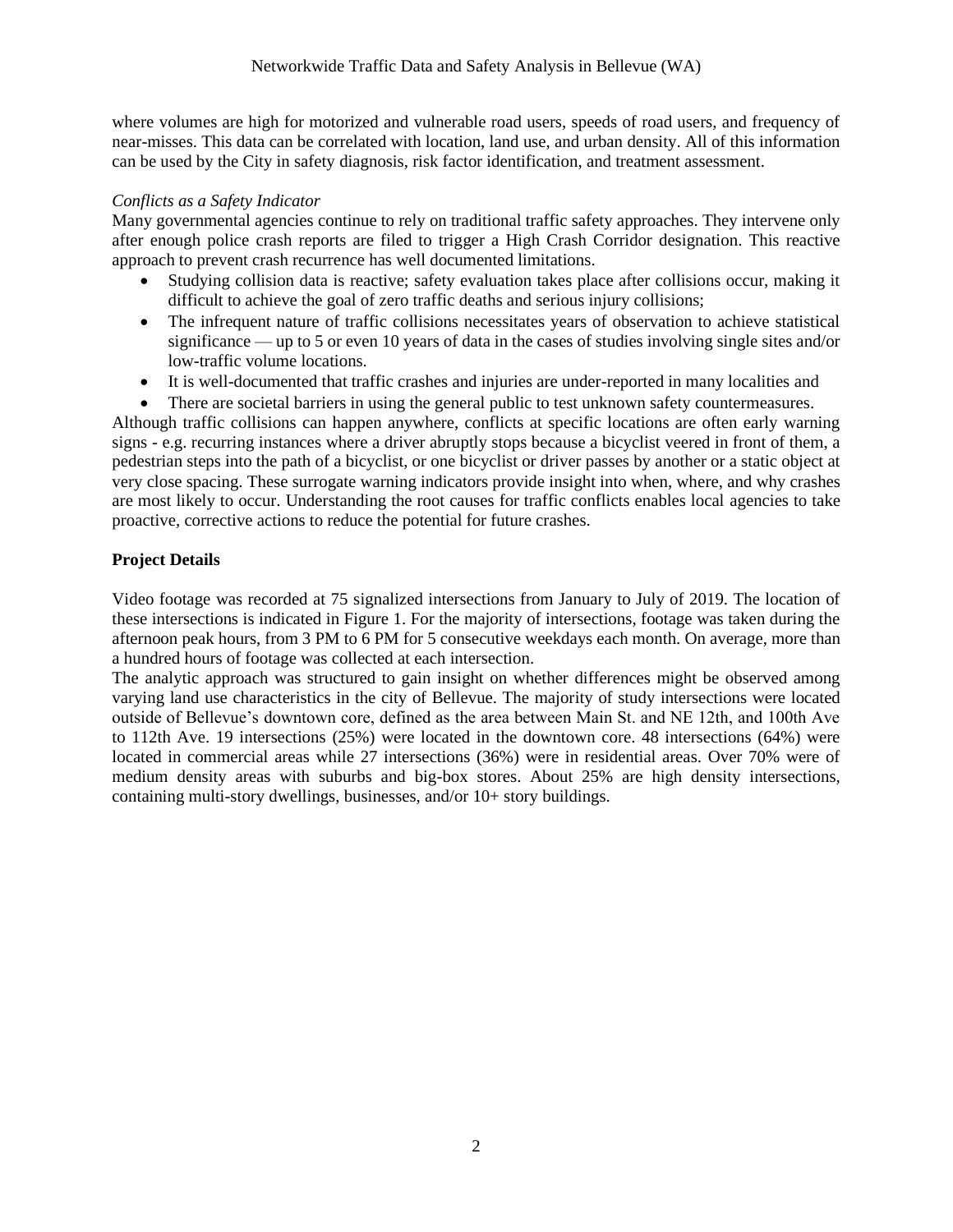where volumes are high for motorized and vulnerable road users, speeds of road users, and frequency of near-misses. This data can be correlated with location, land use, and urban density. All of this information can be used by the City in safety diagnosis, risk factor identification, and treatment assessment.

*Conflicts as a Safety Indicator*

Many governmental agencies continue to rely on traditional traffic safety approaches. They intervene only after enough police crash reports are filed to trigger a High Crash Corridor designation. This reactive approach to prevent crash recurrence has well documented limitations.

- Studying collision data is reactive; safety evaluation takes place after collisions occur, making it difficult to achieve the goal of zero traffic deaths and serious injury collisions;
- The infrequent nature of traffic collisions necessitates years of observation to achieve statistical significance — up to 5 or even 10 years of data in the cases of studies involving single sites and/or low-traffic volume locations.
- It is well-documented that traffic crashes and injuries are under-reported in many localities and
- There are societal barriers in using the general public to test unknown safety countermeasures.

Although traffic collisions can happen anywhere, conflicts at specific locations are often early warning signs - e.g. recurring instances where a driver abruptly stops because a bicyclist veered in front of them, a pedestrian steps into the path of a bicyclist, or one bicyclist or driver passes by another or a static object at very close spacing. These surrogate warning indicators provide insight into when, where, and why crashes are most likely to occur. Understanding the root causes for traffic conflicts enables local agencies to take proactive, corrective actions to reduce the potential for future crashes.

**Project Details**

Video footage was recorded at 75 signalized intersections from January to July of 2019. The location of these intersections is indicated in Figure 1. For the majority of intersections, footage was taken during the afternoon peak hours, from 3 PM to 6 PM for 5 consecutive weekdays each month. On average, more than a hundred hours of footage was collected at each intersection.

The analytic approach was structured to gain insight on whether differences might be observed among varying land use characteristics in the city of Bellevue. The majority of study intersections were located outside of Bellevue's downtown core, defined as the area between Main St. and NE 12th, and 100th Ave to 112th Ave. 19 intersections (25%) were located in the downtown core. 48 intersections (64%) were located in commercial areas while 27 intersections (36%) were in residential areas. Over 70% were of medium density areas with suburbs and big-box stores. About 25% are high density intersections, containing multi-story dwellings, businesses, and/or 10+ story buildings.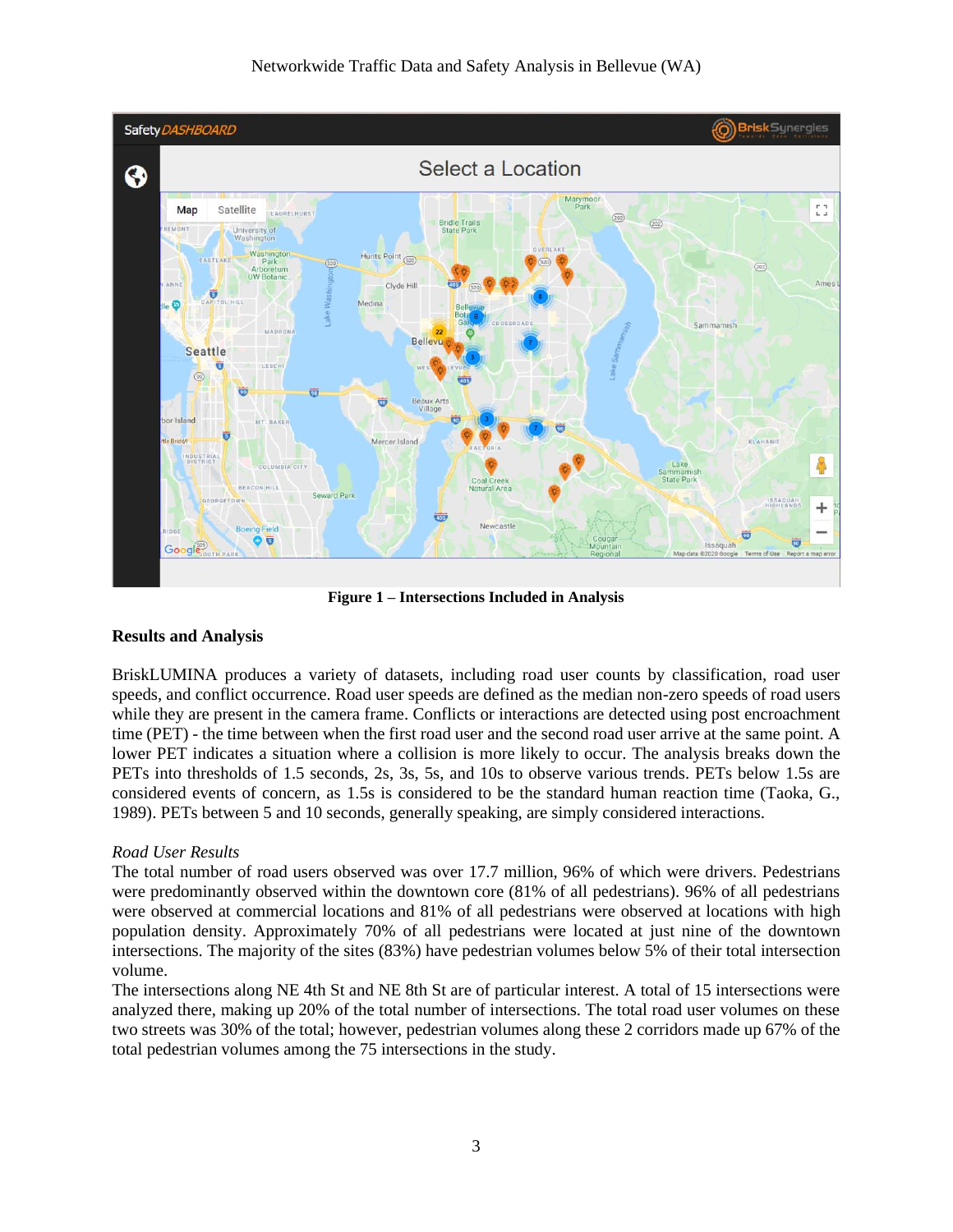Figure 1 – Intersections Included in Analysis

## Results and Analysis

BriskLUMINA produces a variety of datasets, including road user counts by classification, road user speeds, and conflict occurrence. Road user speeds are defined as the median non-zero speeds of road users while they are present in the camera frame. Conflicts or interactions are detected using post encroachment time (PET) - the time between when the first road user and the second road user arrive at the same point. A lower PET indicates a situation where a collision is more likely to occur. The analysis breaks down the PETs into thresholds of 1.5 seconds, 2s, 3s, 5s, and 10s to observe various trends. PETs below 1.5s are considered events of concern, as 1.5s is considered to be the standard human reaction time (Taoka, G., 1989). PETs between 5 and 10 seconds, generally speaking, are simply considered interactions.

### *Road User Results*

The total number of road users observed was over 17.7 million, 96% of which were drivers. Pedestrians were predominantly observed within the downtown core (81% of all pedestrians). 96% of all pedestrians were observed at commercial locations and 81% of all pedestrians were observed at locations with high population density. Approximately 70% of all pedestrians were located at just nine of the downtown intersections. The majority of the sites (83%) have pedestrian volumes below 5% of their total intersection volume.

The intersections along NE 4th St and NE 8th St are of particular interest. A total of 15 intersections were analyzed there, making up 20% of the total number of intersections. The total road user volumes on these two streets was 30% of the total; however, pedestrian volumes along these 2 corridors made up 67% of the total pedestrian volumes among the 75 intersections in the study.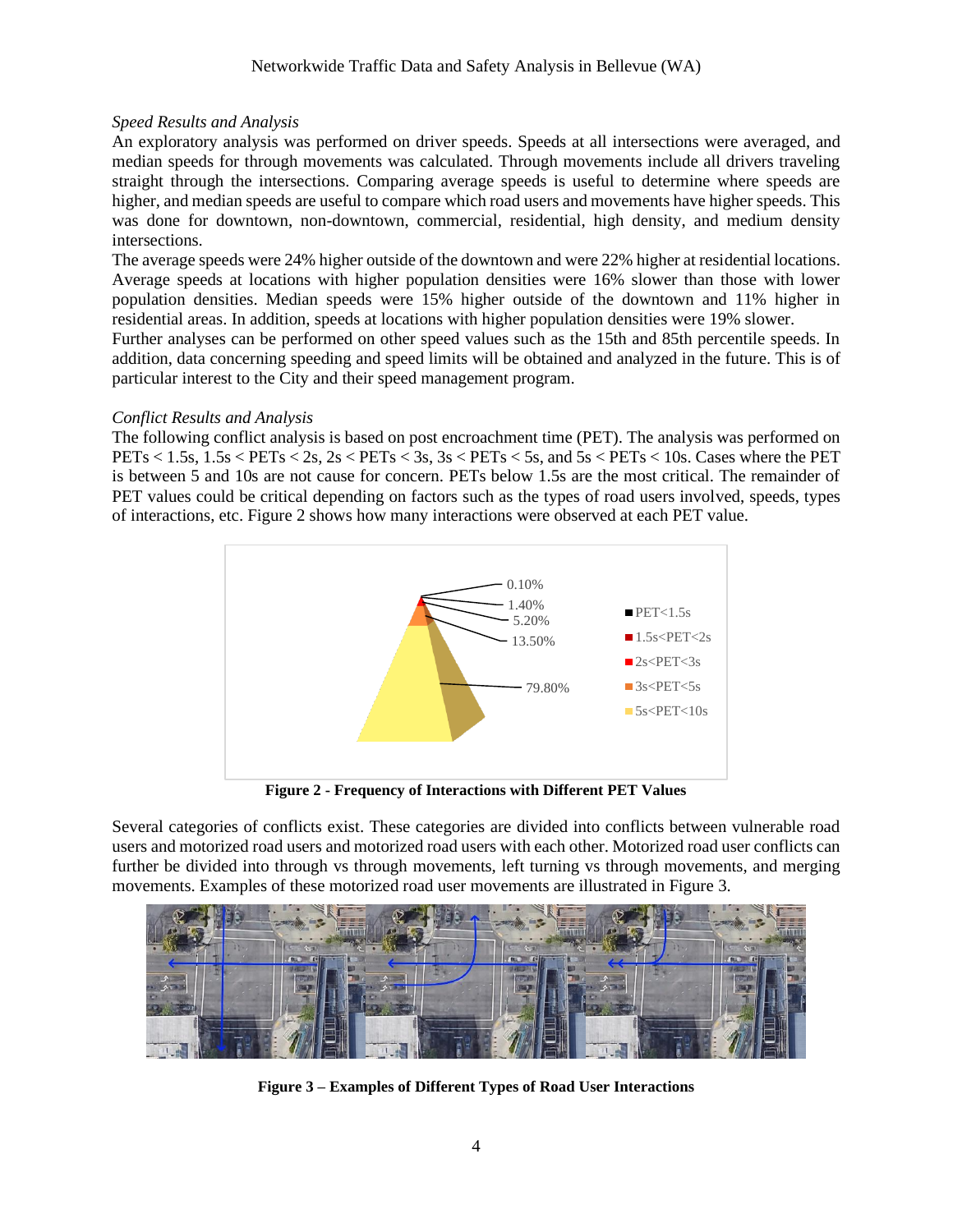*Speed Results and Analysis*

An exploratory analysis was performed on driver speeds. Speeds at all intersections were averaged, and median speeds for through movements was calculated. Through movements include all drivers traveling straight through the intersections. Comparing average speeds is useful to determine where speeds are higher, and median speeds are useful to compare which road users and movements have higher speeds. This was done for downtown, non-downtown, commercial, residential, high density, and medium density intersections.

The average speeds were 24% higher outside of the downtown and were 22% higher at residential locations. Average speeds at locations with higher population densities were 16% slower than those with lower population densities. Median speeds were 15% higher outside of the downtown and 11% higher in residential areas. In addition, speeds at locations with higher population densities were 19% slower.

Further analyses can be performed on other speed values such as the 15th and 85th percentile speeds. In addition, data concerning speeding and speed limits will be obtained and analyzed in the future. This is of particular interest to the City and their speed management program.

*Conflict Results and Analysis*

The following conflict analysis is based on post encroachment time (PET). The analysis was performed on PETs < 1.5s, 1.5s < PETs < 2s, 2s < PETs < 3s, 3s < PETs < 5s, and 5s < PETs < 10s. Cases where the PET is between 5 and 10s are not cause for concern. PETs below 1.5s are the most critical. The remainder of PET values could be critical depending on factors such as the types of road users involved, speeds, types of interactions, etc. Figure 2 shows how many interactions were observed at each PET value.

**Figure 2 - Frequency of Interactions with Different PET Values**

Several categories of conflicts exist. These categories are divided into conflicts between vulnerable road users and motorized road users and motorized road users with each other. Motorized road user conflicts can further be divided into through vs through movements, left turning vs through movements, and merging movements. Examples of these motorized road user movements are illustrated in Figure 3.

**Figure 3 – Examples of Different Types of Road User Interactions**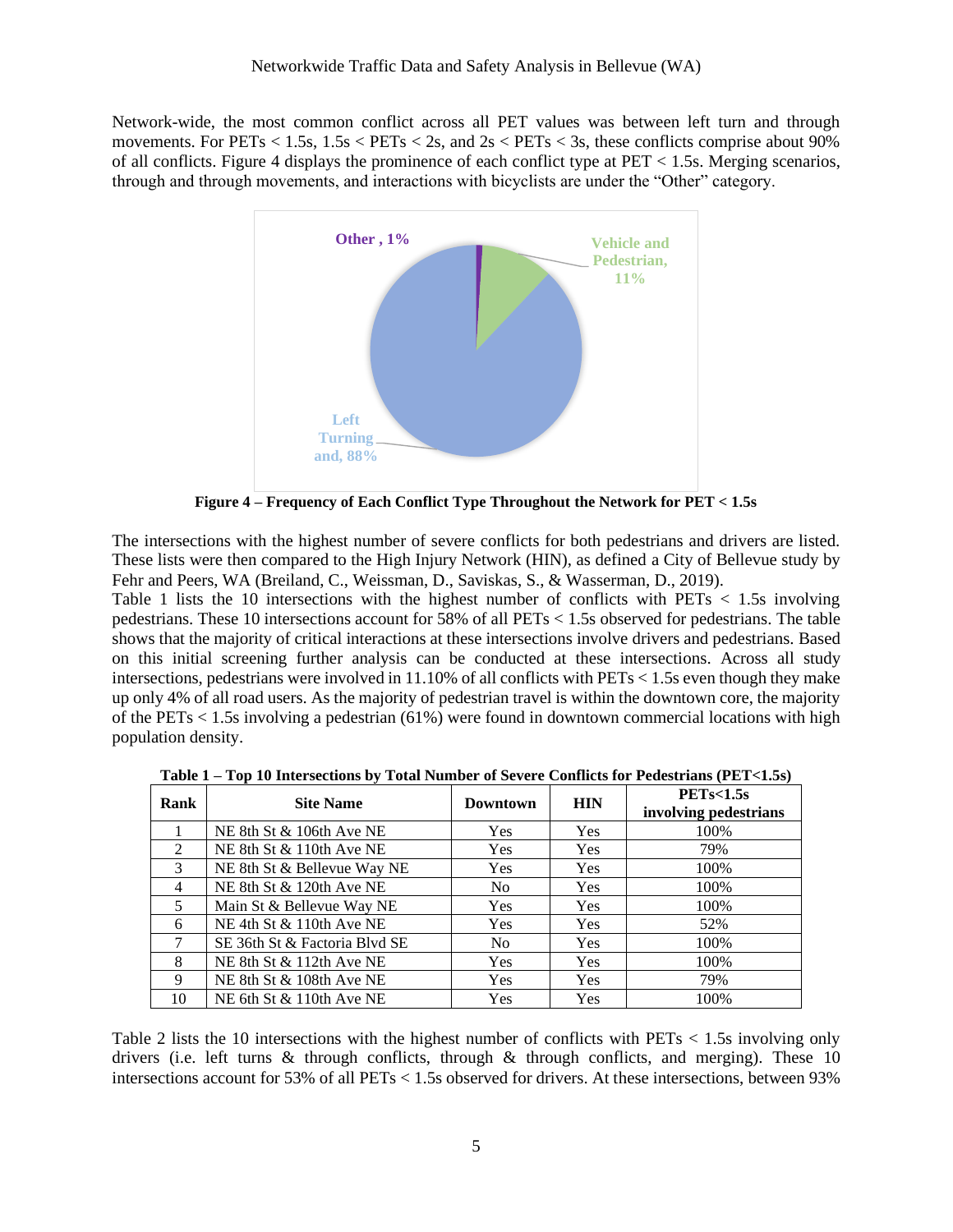Network-wide, the most common conflict across all PET values was between left turn and through movements. For PETs < 1.5s, 1.5s < PETs < 2s, and 2s < PETs < 3s, these conflicts comprise about 90% of all conflicts. Figure 4 displays the prominence of each conflict type at PET < 1.5s. Merging scenarios, through and through movements, and interactions with bicyclists are under the "Other" category.

**Figure 4 – Frequency of Each Conflict Type Throughout the Network for PET < 1.5s**

The intersections with the highest number of severe conflicts for both pedestrians and drivers are listed. These lists were then compared to the High Injury Network (HIN), as defined a City of Bellevue study by Fehr and Peers, WA (Breiland, C., Weissman, D., Saviskas, S., & Wasserman, D., 2019).

Table 1 lists the 10 intersections with the highest number of conflicts with PETs < 1.5s involving pedestrians. These 10 intersections account for 58% of all PETs < 1.5s observed for pedestrians. The table shows that the majority of critical interactions at these intersections involve drivers and pedestrians. Based on this initial screening further analysis can be conducted at these intersections. Across all study intersections, pedestrians were involved in 11.10% of all conflicts with PETs < 1.5s even though they make up only 4% of all road users. As the majority of pedestrian travel is within the downtown core, the majority of the PETs < 1.5s involving a pedestrian (61%) were found in downtown commercial locations with high population density.

**Table 1 – Top 10 Intersections by Total Number of Severe Conflicts for Pedestrians (PET<1.5s)**

| Rank | Site Name | Downtown | HIN | PETs<1.5s involving pedestrians |
|---|---|---|---|---|
| 1 | NE 8th St & 106th Ave NE | Yes | Yes | 100% |
| 2 | NE 8th St & 110th Ave NE | Yes | Yes | 79% |
| 3 | NE 8th St & Bellevue Way NE | Yes | Yes | 100% |
| 4 | NE 8th St & 120th Ave NE | No | Yes | 100% |
| 5 | Main St & Bellevue Way NE | Yes | Yes | 100% |
| 6 | NE 4th St & 110th Ave NE | Yes | Yes | 52% |
| 7 | SE 36th St & Factoria Blvd SE | No | Yes | 100% |
| 8 | NE 8th St & 112th Ave NE | Yes | Yes | 100% |
| 9 | NE 8th St & 108th Ave NE | Yes | Yes | 79% |
| 10 | NE 6th St & 110th Ave NE | Yes | Yes | 100% |

Table 2 lists the 10 intersections with the highest number of conflicts with PETs < 1.5s involving only drivers (i.e. left turns & through conflicts, through & through conflicts, and merging). These 10 intersections account for 53% of all PETs < 1.5s observed for drivers. At these intersections, between 93%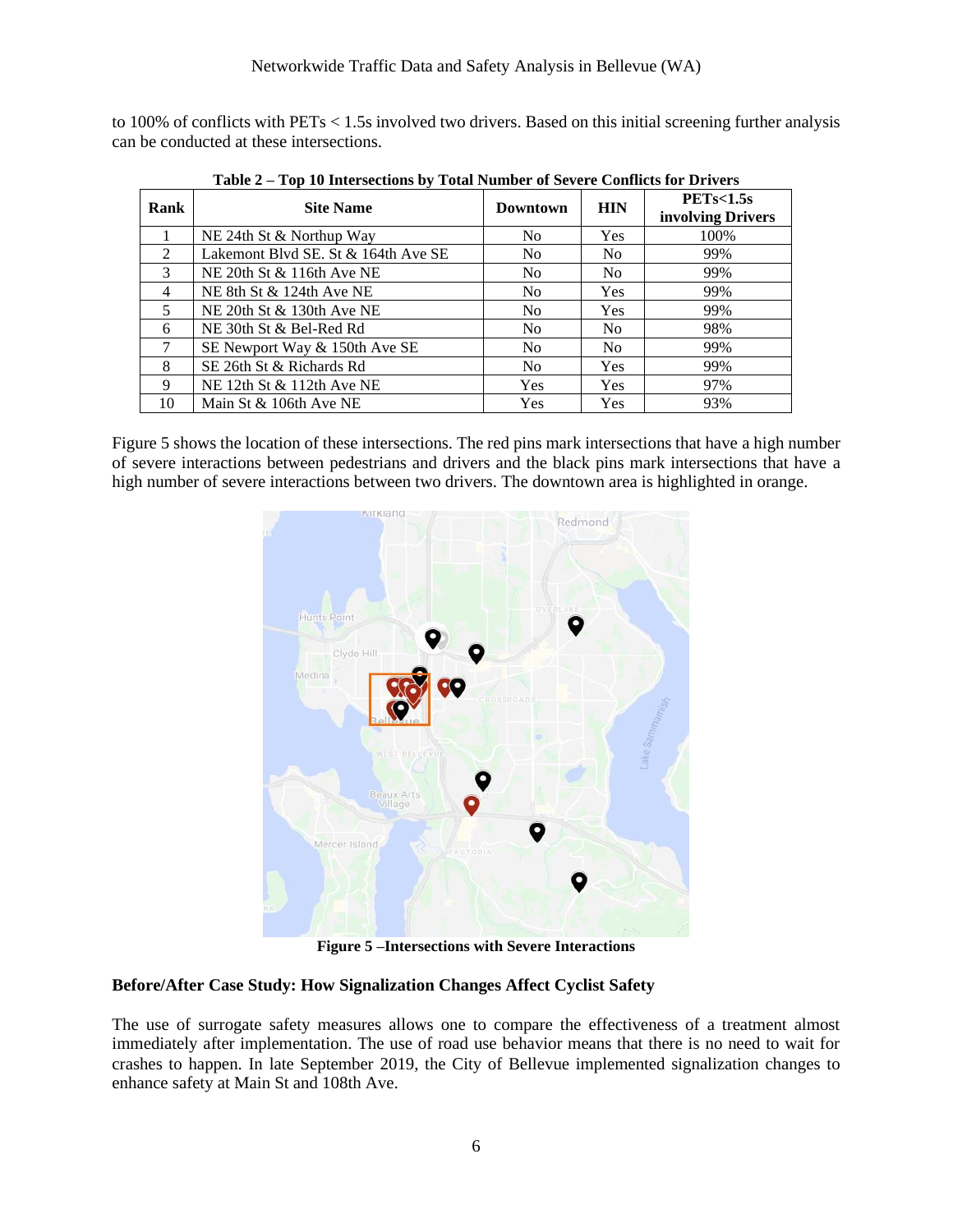to 100% of conflicts with PETs < 1.5s involved two drivers. Based on this initial screening further analysis can be conducted at these intersections.

**Table 2 – Top 10 Intersections by Total Number of Severe Conflicts for Drivers**

| Rank | Site Name | Downtown | HIN | PETs<1.5s involving Drivers |
|---|---|---|---|---|
| 1 | NE 24th St & Northup Way | No | Yes | 100% |
| 2 | Lakemont Blvd SE. St & 164th Ave SE | No | No | 99% |
| 3 | NE 20th St & 116th Ave NE | No | No | 99% |
| 4 | NE 8th St & 124th Ave NE | No | Yes | 99% |
| 5 | NE 20th St & 130th Ave NE | No | Yes | 99% |
| 6 | NE 30th St & Bel-Red Rd | No | No | 98% |
| 7 | SE Newport Way & 150th Ave SE | No | No | 99% |
| 8 | SE 26th St & Richards Rd | No | Yes | 99% |
| 9 | NE 12th St & 112th Ave NE | Yes | Yes | 97% |
| 10 | Main St & 106th Ave NE | Yes | Yes | 93% |

Figure 5 shows the location of these intersections. The red pins mark intersections that have a high number of severe interactions between pedestrians and drivers and the black pins mark intersections that have a high number of severe interactions between two drivers. The downtown area is highlighted in orange.

**Figure 5 –Intersections with Severe Interactions**

**Before/After Case Study: How Signalization Changes Affect Cyclist Safety**

The use of surrogate safety measures allows one to compare the effectiveness of a treatment almost immediately after implementation. The use of road use behavior means that there is no need to wait for crashes to happen. In late September 2019, the City of Bellevue implemented signalization changes to enhance safety at Main St and 108th Ave.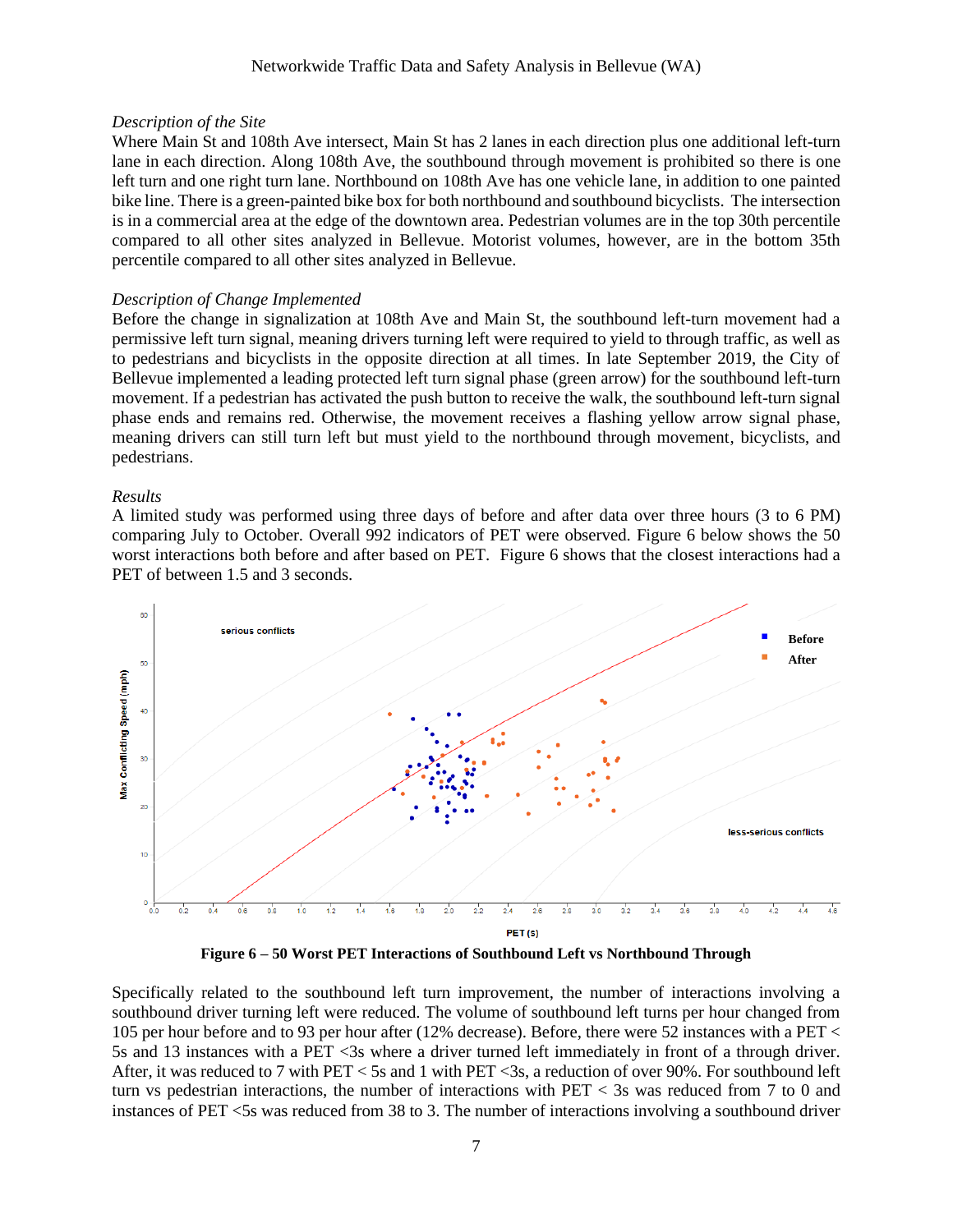*Description of the Site*

Where Main St and 108th Ave intersect, Main St has 2 lanes in each direction plus one additional left-turn lane in each direction. Along 108th Ave, the southbound through movement is prohibited so there is one left turn and one right turn lane. Northbound on 108th Ave has one vehicle lane, in addition to one painted bike line. There is a green-painted bike box for both northbound and southbound bicyclists. The intersection is in a commercial area at the edge of the downtown area. Pedestrian volumes are in the top 30th percentile compared to all other sites analyzed in Bellevue. Motorist volumes, however, are in the bottom 35th percentile compared to all other sites analyzed in Bellevue.

*Description of Change Implemented*

Before the change in signalization at 108th Ave and Main St, the southbound left-turn movement had a permissive left turn signal, meaning drivers turning left were required to yield to through traffic, as well as to pedestrians and bicyclists in the opposite direction at all times. In late September 2019, the City of Bellevue implemented a leading protected left turn signal phase (green arrow) for the southbound left-turn movement. If a pedestrian has activated the push button to receive the walk, the southbound left-turn signal phase ends and remains red. Otherwise, the movement receives a flashing yellow arrow signal phase, meaning drivers can still turn left but must yield to the northbound through movement, bicyclists, and pedestrians.

*Results*

A limited study was performed using three days of before and after data over three hours (3 to 6 PM) comparing July to October. Overall 992 indicators of PET were observed. Figure 6 below shows the 50 worst interactions both before and after based on PET. Figure 6 shows that the closest interactions had a PET of between 1.5 and 3 seconds.

**Figure 6 – 50 Worst PET Interactions of Southbound Left vs Northbound Through**

Specifically related to the southbound left turn improvement, the number of interactions involving a southbound driver turning left were reduced. The volume of southbound left turns per hour changed from 105 per hour before and to 93 per hour after (12% decrease). Before, there were 52 instances with a PET < 5s and 13 instances with a PET <3s where a driver turned left immediately in front of a through driver. After, it was reduced to 7 with PET < 5s and 1 with PET <3s, a reduction of over 90%. For southbound left turn vs pedestrian interactions, the number of interactions with PET < 3s was reduced from 7 to 0 and instances of PET <5s was reduced from 38 to 3. The number of interactions involving a southbound driver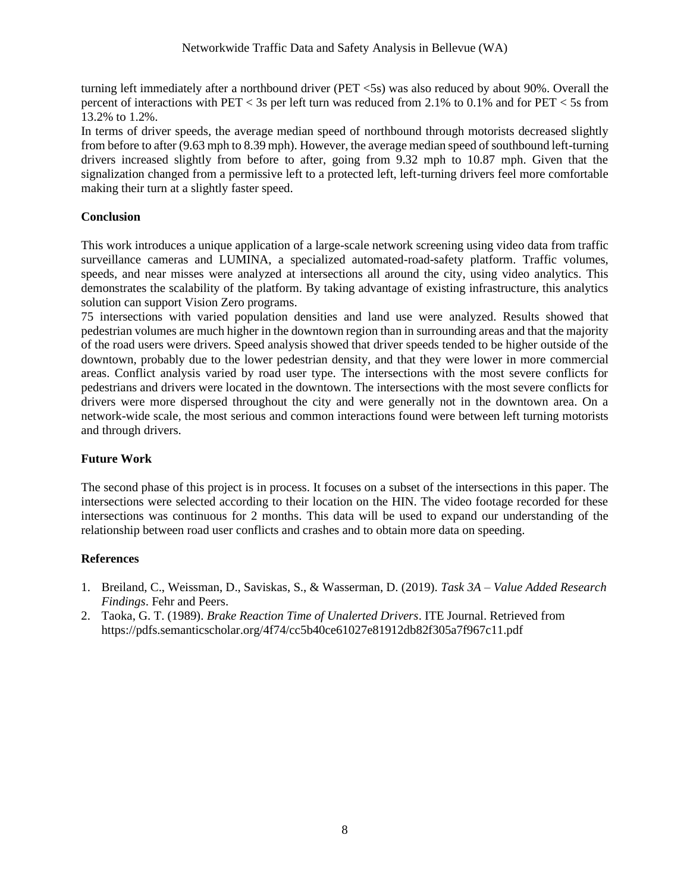turning left immediately after a northbound driver (PET <5s) was also reduced by about 90%. Overall the percent of interactions with PET < 3s per left turn was reduced from 2.1% to 0.1% and for PET < 5s from 13.2% to 1.2%.

In terms of driver speeds, the average median speed of northbound through motorists decreased slightly from before to after (9.63 mph to 8.39 mph). However, the average median speed of southbound left-turning drivers increased slightly from before to after, going from 9.32 mph to 10.87 mph. Given that the signalization changed from a permissive left to a protected left, left-turning drivers feel more comfortable making their turn at a slightly faster speed.

## Conclusion

This work introduces a unique application of a large-scale network screening using video data from traffic surveillance cameras and LUMINA, a specialized automated-road-safety platform. Traffic volumes, speeds, and near misses were analyzed at intersections all around the city, using video analytics. This demonstrates the scalability of the platform. By taking advantage of existing infrastructure, this analytics solution can support Vision Zero programs.

75 intersections with varied population densities and land use were analyzed. Results showed that pedestrian volumes are much higher in the downtown region than in surrounding areas and that the majority of the road users were drivers. Speed analysis showed that driver speeds tended to be higher outside of the downtown, probably due to the lower pedestrian density, and that they were lower in more commercial areas. Conflict analysis varied by road user type. The intersections with the most severe conflicts for pedestrians and drivers were located in the downtown. The intersections with the most severe conflicts for drivers were more dispersed throughout the city and were generally not in the downtown area. On a network-wide scale, the most serious and common interactions found were between left turning motorists and through drivers.

## Future Work

The second phase of this project is in process. It focuses on a subset of the intersections in this paper. The intersections were selected according to their location on the HIN. The video footage recorded for these intersections was continuous for 2 months. This data will be used to expand our understanding of the relationship between road user conflicts and crashes and to obtain more data on speeding.

## References

1. Breiland, C., Weissman, D., Saviskas, S., & Wasserman, D. (2019). *Task 3A – Value Added Research Findings*. Fehr and Peers.
2. Taoka, G. T. (1989). *Brake Reaction Time of Unalerted Drivers*. ITE Journal. Retrieved from https://pdfs.semanticscholar.org/4f74/cc5b40ce61027e81912db82f305a7f967c11.pdf